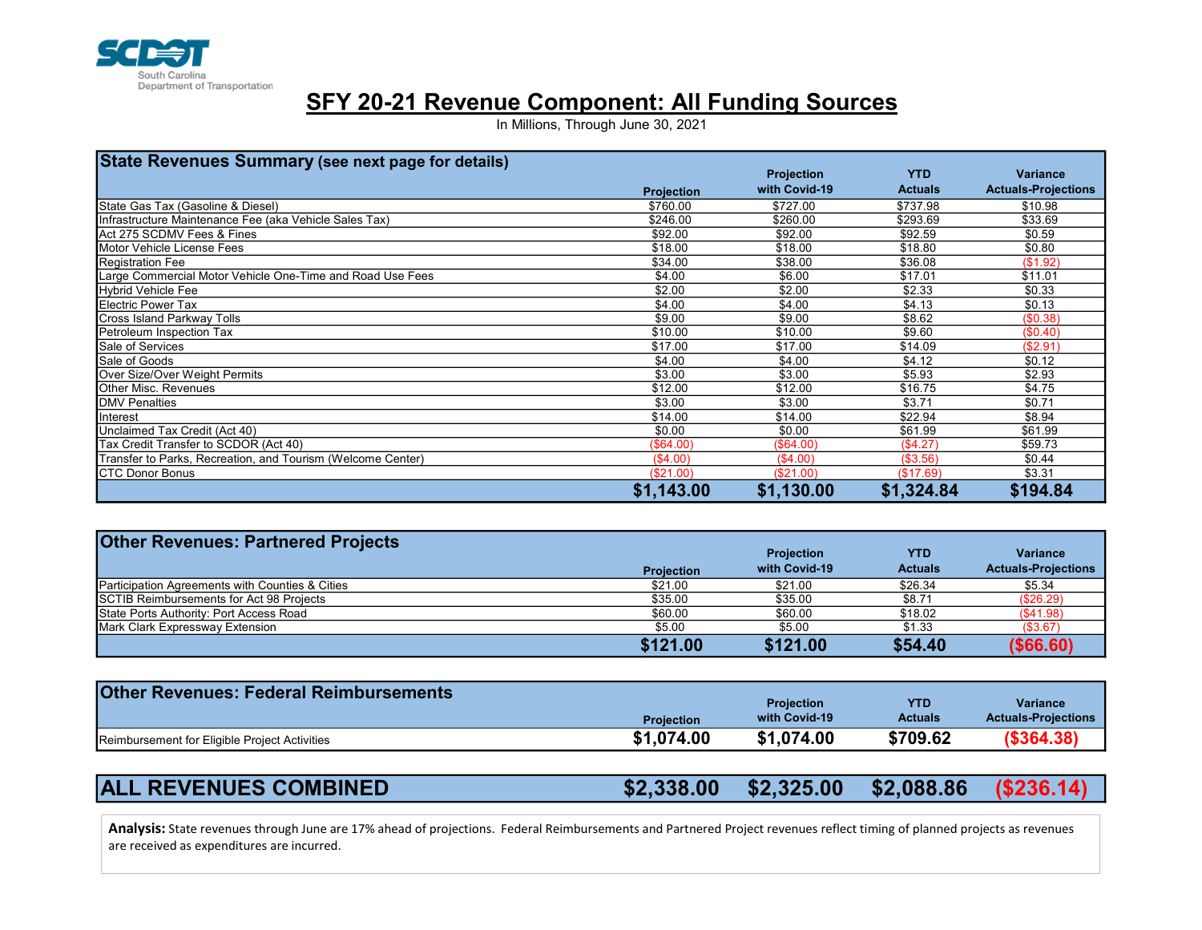South Carolina Department of Transportation

# SFY 20-21 Revenue Component: All Funding Sources

In Millions, Through June 30, 2021

| State Revenues Summary (see next page for details) | Projection | Projection with Covid-19 | YTD Actuals | Variance Actuals-Projections |
|---|---|---|---|---|
| State Gas Tax (Gasoline & Diesel) | $760.00 | $727.00 | $737.98 | $10.98 |
| Infrastructure Maintenance Fee (aka Vehicle Sales Tax) | $246.00 | $260.00 | $293.69 | $33.69 |
| Act 275 SCDMV Fees & Fines | $92.00 | $92.00 | $92.59 | $0.59 |
| Motor Vehicle License Fees | $18.00 | $18.00 | $18.80 | $0.80 |
| Registration Fee | $34.00 | $38.00 | $36.08 | ($1.92) |
| Large Commercial Motor Vehicle One-Time and Road Use Fees | $4.00 | $6.00 | $17.01 | $11.01 |
| Hybrid Vehicle Fee | $2.00 | $2.00 | $2.33 | $0.33 |
| Electric Power Tax | $4.00 | $4.00 | $4.13 | $0.13 |
| Cross Island Parkway Tolls | $9.00 | $9.00 | $8.62 | ($0.38) |
| Petroleum Inspection Tax | $10.00 | $10.00 | $9.60 | ($0.40) |
| Sale of Services | $17.00 | $17.00 | $14.09 | ($2.91) |
| Sale of Goods | $4.00 | $4.00 | $4.12 | $0.12 |
| Over Size/Over Weight Permits | $3.00 | $3.00 | $5.93 | $2.93 |
| Other Misc. Revenues | $12.00 | $12.00 | $16.75 | $4.75 |
| DMV Penalties | $3.00 | $3.00 | $3.71 | $0.71 |
| Interest | $14.00 | $14.00 | $22.94 | $8.94 |
| Unclaimed Tax Credit (Act 40) | $0.00 | $0.00 | $61.99 | $61.99 |
| Tax Credit Transfer to SCDOR (Act 40) | ($64.00) | ($64.00) | ($4.27) | $59.73 |
| Transfer to Parks, Recreation, and Tourism (Welcome Center) | ($4.00) | ($4.00) | ($3.56) | $0.44 |
| CTC Donor Bonus | ($21.00) | ($21.00) | ($17.69) | $3.31 |
| | **$1,143.00** | **$1,130.00** | **$1,324.84** | **$194.84** |

| Other Revenues: Partnered Projects | Projection | Projection with Covid-19 | YTD Actuals | Variance Actuals-Projections |
|---|---|---|---|---|
| Participation Agreements with Counties & Cities | $21.00 | $21.00 | $26.34 | $5.34 |
| SCTIB Reimbursements for Act 98 Projects | $35.00 | $35.00 | $8.71 | ($26.29) |
| State Ports Authority: Port Access Road | $60.00 | $60.00 | $18.02 | ($41.98) |
| Mark Clark Expressway Extension | $5.00 | $5.00 | $1.33 | ($3.67) |
| | **$121.00** | **$121.00** | **$54.40** | **($66.60)** |

| Other Revenues: Federal Reimbursements | Projection | Projection with Covid-19 | YTD Actuals | Variance Actuals-Projections |
|---|---|---|---|---|
| Reimbursement for Eligible Project Activities | **$1,074.00** | **$1,074.00** | **$709.62** | **($364.38)** |

| ALL REVENUES COMBINED | $2,338.00 | $2,325.00 | $2,088.86 | ($236.14) |
|---|---|---|---|---|

**Analysis:** State revenues through June are 17% ahead of projections. Federal Reimbursements and Partnered Project revenues reflect timing of planned projects as revenues are received as expenditures are incurred.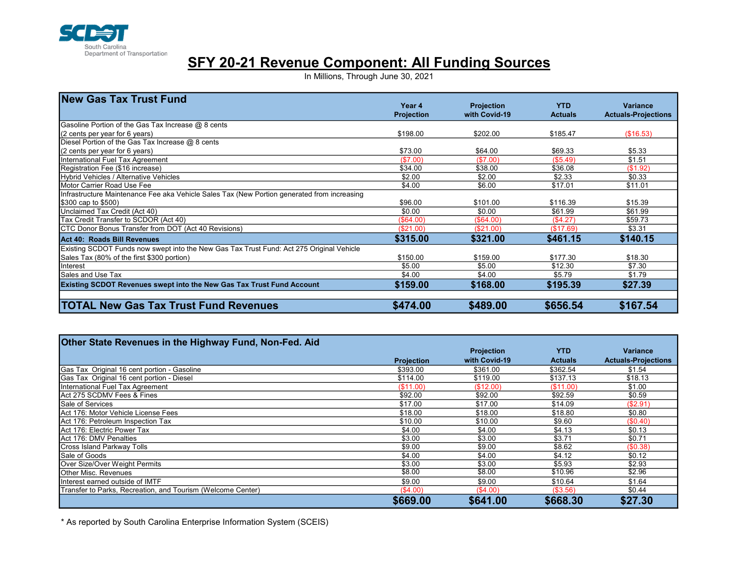SCDOT
South Carolina
Department of Transportation

# SFY 20-21 Revenue Component: All Funding Sources

In Millions, Through June 30, 2021

| New Gas Tax Trust Fund | Year 4 Projection | Projection with Covid-19 | YTD Actuals | Variance Actuals-Projections |
|---|---|---|---|---|
| Gasoline Portion of the Gas Tax Increase @ 8 cents (2 cents per year for 6 years) | $198.00 | $202.00 | $185.47 | ($16.53) |
| Diesel Portion of the Gas Tax Increase @ 8 cents (2 cents per year for 6 years) | $73.00 | $64.00 | $69.33 | $5.33 |
| International Fuel Tax Agreement | ($7.00) | ($7.00) | ($5.49) | $1.51 |
| Registration Fee ($16 increase) | $34.00 | $38.00 | $36.08 | ($1.92) |
| Hybrid Vehicles / Alternative Vehicles | $2.00 | $2.00 | $2.33 | $0.33 |
| Motor Carrier Road Use Fee | $4.00 | $6.00 | $17.01 | $11.01 |
| Infrastructure Maintenance Fee aka Vehicle Sales Tax (New Portion generated from increasing $300 cap to $500) | $96.00 | $101.00 | $116.39 | $15.39 |
| Unclaimed Tax Credit (Act 40) | $0.00 | $0.00 | $61.99 | $61.99 |
| Tax Credit Transfer to SCDOR (Act 40) | ($64.00) | ($64.00) | ($4.27) | $59.73 |
| CTC Donor Bonus Transfer from DOT (Act 40 Revisions) | ($21.00) | ($21.00) | ($17.69) | $3.31 |
| **Act 40: Roads Bill Revenues** | **$315.00** | **$321.00** | **$461.15** | **$140.15** |
| Existing SCDOT Funds now swept into the New Gas Tax Trust Fund: Act 275 Original Vehicle Sales Tax (80% of the first $300 portion) | $150.00 | $159.00 | $177.30 | $18.30 |
| Interest | $5.00 | $5.00 | $12.30 | $7.30 |
| Sales and Use Tax | $4.00 | $4.00 | $5.79 | $1.79 |
| **Existing SCDOT Revenues swept into the New Gas Tax Trust Fund Account** | **$159.00** | **$168.00** | **$195.39** | **$27.39** |
| **TOTAL New Gas Tax Trust Fund Revenues** | **$474.00** | **$489.00** | **$656.54** | **$167.54** |

| Other State Revenues in the Highway Fund, Non-Fed. Aid | Projection | Projection with Covid-19 | YTD Actuals | Variance Actuals-Projections |
|---|---|---|---|---|
| Gas Tax Original 16 cent portion - Gasoline | $393.00 | $361.00 | $362.54 | $1.54 |
| Gas Tax Original 16 cent portion - Diesel | $114.00 | $119.00 | $137.13 | $18.13 |
| International Fuel Tax Agreement | ($11.00) | ($12.00) | ($11.00) | $1.00 |
| Act 275 SCDMV Fees & Fines | $92.00 | $92.00 | $92.59 | $0.59 |
| Sale of Services | $17.00 | $17.00 | $14.09 | ($2.91) |
| Act 176: Motor Vehicle License Fees | $18.00 | $18.00 | $18.80 | $0.80 |
| Act 176: Petroleum Inspection Tax | $10.00 | $10.00 | $9.60 | ($0.40) |
| Act 176: Electric Power Tax | $4.00 | $4.00 | $4.13 | $0.13 |
| Act 176: DMV Penalties | $3.00 | $3.00 | $3.71 | $0.71 |
| Cross Island Parkway Tolls | $9.00 | $9.00 | $8.62 | ($0.38) |
| Sale of Goods | $4.00 | $4.00 | $4.12 | $0.12 |
| Over Size/Over Weight Permits | $3.00 | $3.00 | $5.93 | $2.93 |
| Other Misc. Revenues | $8.00 | $8.00 | $10.96 | $2.96 |
| Interest earned outside of IMTF | $9.00 | $9.00 | $10.64 | $1.64 |
| Transfer to Parks, Recreation, and Tourism (Welcome Center) | ($4.00) | ($4.00) | ($3.56) | $0.44 |
| | **$669.00** | **$641.00** | **$668.30** | **$27.30** |

* As reported by South Carolina Enterprise Information System (SCEIS)